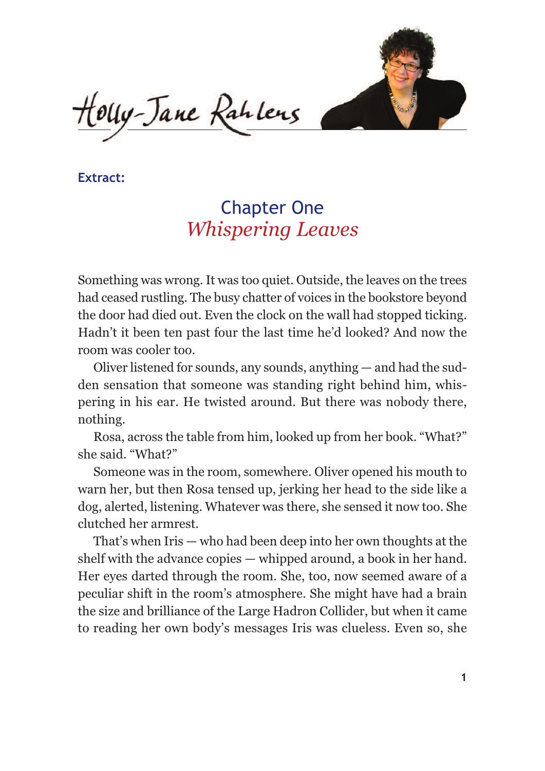Holly-Jane Rahlens

**Extract:**

## Chapter One
## *Whispering Leaves*

Something was wrong. It was too quiet. Outside, the leaves on the trees had ceased rustling. The busy chatter of voices in the bookstore beyond the door had died out. Even the clock on the wall had stopped ticking. Hadn't it been ten past four the last time he'd looked? And now the room was cooler too.

Oliver listened for sounds, any sounds, anything — and had the sudden sensation that someone was standing right behind him, whispering in his ear. He twisted around. But there was nobody there, nothing.

Rosa, across the table from him, looked up from her book. "What?" she said. "What?"

Someone was in the room, somewhere. Oliver opened his mouth to warn her, but then Rosa tensed up, jerking her head to the side like a dog, alerted, listening. Whatever was there, she sensed it now too. She clutched her armrest.

That's when Iris — who had been deep into her own thoughts at the shelf with the advance copies — whipped around, a book in her hand. Her eyes darted through the room. She, too, now seemed aware of a peculiar shift in the room's atmosphere. She might have had a brain the size and brilliance of the Large Hadron Collider, but when it came to reading her own body's messages Iris was clueless. Even so, she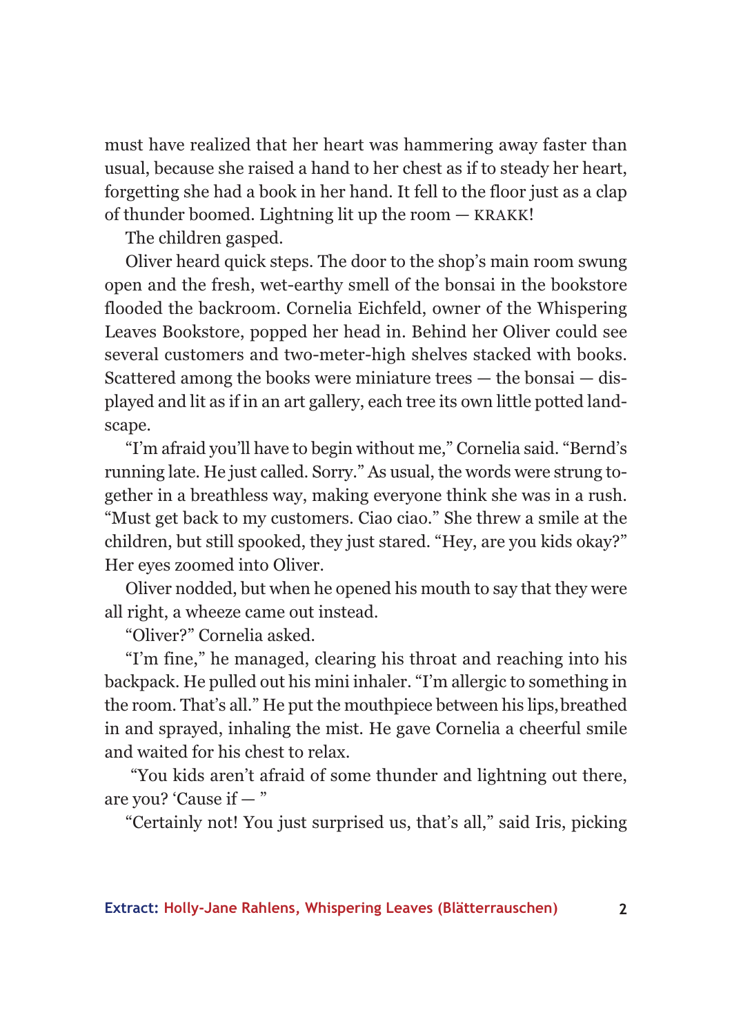must have realized that her heart was hammering away faster than usual, because she raised a hand to her chest as if to steady her heart, forgetting she had a book in her hand. It fell to the floor just as a clap of thunder boomed. Lightning lit up the room — KRAKK!

The children gasped.

Oliver heard quick steps. The door to the shop's main room swung open and the fresh, wet-earthy smell of the bonsai in the bookstore flooded the backroom. Cornelia Eichfeld, owner of the Whispering Leaves Bookstore, popped her head in. Behind her Oliver could see several customers and two-meter-high shelves stacked with books. Scattered among the books were miniature trees — the bonsai — displayed and lit as if in an art gallery, each tree its own little potted landscape.

"I'm afraid you'll have to begin without me," Cornelia said. "Bernd's running late. He just called. Sorry." As usual, the words were strung together in a breathless way, making everyone think she was in a rush. "Must get back to my customers. Ciao ciao." She threw a smile at the children, but still spooked, they just stared. "Hey, are you kids okay?" Her eyes zoomed into Oliver.

Oliver nodded, but when he opened his mouth to say that they were all right, a wheeze came out instead.

"Oliver?" Cornelia asked.

"I'm fine," he managed, clearing his throat and reaching into his backpack. He pulled out his mini inhaler. "I'm allergic to something in the room. That's all." He put the mouthpiece between his lips, breathed in and sprayed, inhaling the mist. He gave Cornelia a cheerful smile and waited for his chest to relax.

"You kids aren't afraid of some thunder and lightning out there, are you? 'Cause if — "

"Certainly not! You just surprised us, that's all," said Iris, picking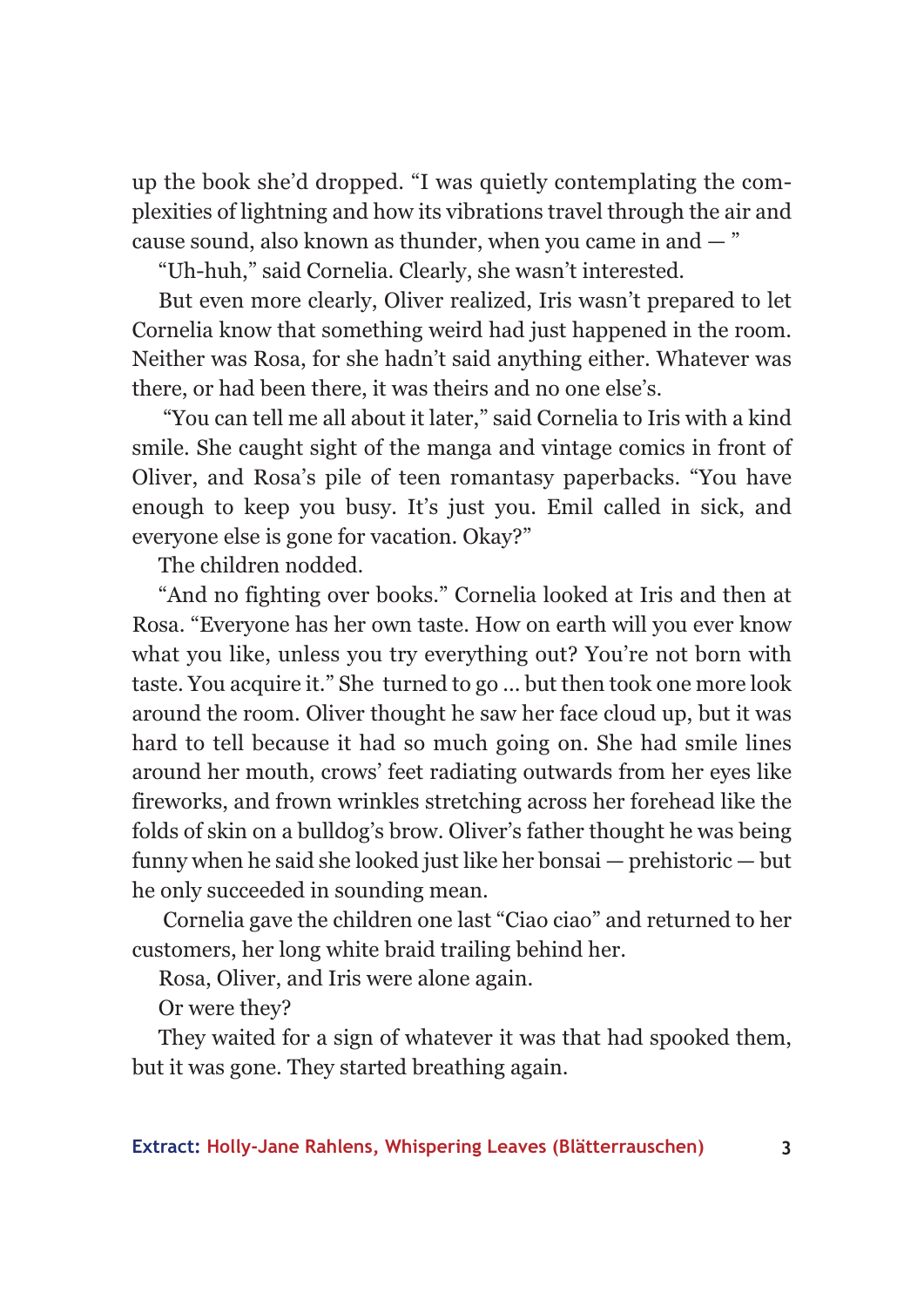up the book she'd dropped. "I was quietly contemplating the complexities of lightning and how its vibrations travel through the air and cause sound, also known as thunder, when you came in and — "

"Uh-huh," said Cornelia. Clearly, she wasn't interested.

But even more clearly, Oliver realized, Iris wasn't prepared to let Cornelia know that something weird had just happened in the room. Neither was Rosa, for she hadn't said anything either. Whatever was there, or had been there, it was theirs and no one else's.

"You can tell me all about it later," said Cornelia to Iris with a kind smile. She caught sight of the manga and vintage comics in front of Oliver, and Rosa's pile of teen romantasy paperbacks. "You have enough to keep you busy. It's just you. Emil called in sick, and everyone else is gone for vacation. Okay?"

The children nodded.

"And no fighting over books." Cornelia looked at Iris and then at Rosa. "Everyone has her own taste. How on earth will you ever know what you like, unless you try everything out? You're not born with taste. You acquire it." She turned to go … but then took one more look around the room. Oliver thought he saw her face cloud up, but it was hard to tell because it had so much going on. She had smile lines around her mouth, crows' feet radiating outwards from her eyes like fireworks, and frown wrinkles stretching across her forehead like the folds of skin on a bulldog's brow. Oliver's father thought he was being funny when he said she looked just like her bonsai — prehistoric — but he only succeeded in sounding mean.

Cornelia gave the children one last "Ciao ciao" and returned to her customers, her long white braid trailing behind her.

Rosa, Oliver, and Iris were alone again.

Or were they?

They waited for a sign of whatever it was that had spooked them, but it was gone. They started breathing again.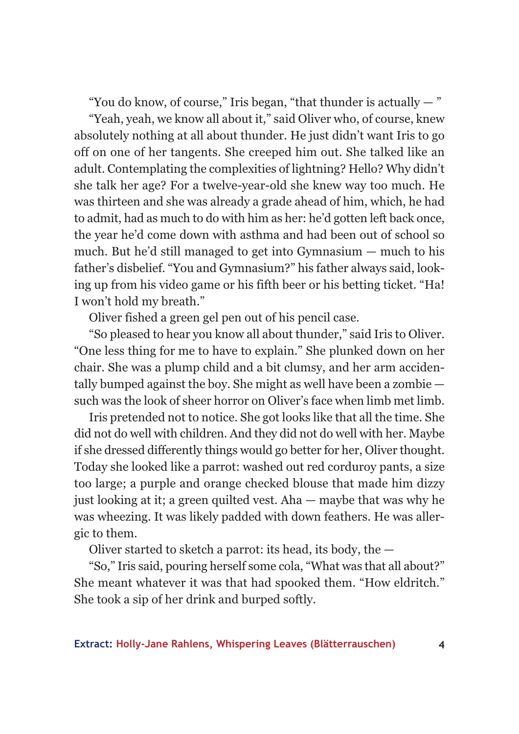"You do know, of course," Iris began, "that thunder is actually — "

"Yeah, yeah, we know all about it," said Oliver who, of course, knew absolutely nothing at all about thunder. He just didn't want Iris to go off on one of her tangents. She creeped him out. She talked like an adult. Contemplating the complexities of lightning? Hello? Why didn't she talk her age? For a twelve-year-old she knew way too much. He was thirteen and she was already a grade ahead of him, which, he had to admit, had as much to do with him as her: he'd gotten left back once, the year he'd come down with asthma and had been out of school so much. But he'd still managed to get into Gymnasium — much to his father's disbelief. "You and Gymnasium?" his father always said, looking up from his video game or his fifth beer or his betting ticket. "Ha! I won't hold my breath."

Oliver fished a green gel pen out of his pencil case.

"So pleased to hear you know all about thunder," said Iris to Oliver. "One less thing for me to have to explain." She plunked down on her chair. She was a plump child and a bit clumsy, and her arm accidentally bumped against the boy. She might as well have been a zombie — such was the look of sheer horror on Oliver's face when limb met limb.

Iris pretended not to notice. She got looks like that all the time. She did not do well with children. And they did not do well with her. Maybe if she dressed differently things would go better for her, Oliver thought. Today she looked like a parrot: washed out red corduroy pants, a size too large; a purple and orange checked blouse that made him dizzy just looking at it; a green quilted vest. Aha — maybe that was why he was wheezing. It was likely padded with down feathers. He was allergic to them.

Oliver started to sketch a parrot: its head, its body, the —

"So," Iris said, pouring herself some cola, "What was that all about?" She meant whatever it was that had spooked them. "How eldritch." She took a sip of her drink and burped softly.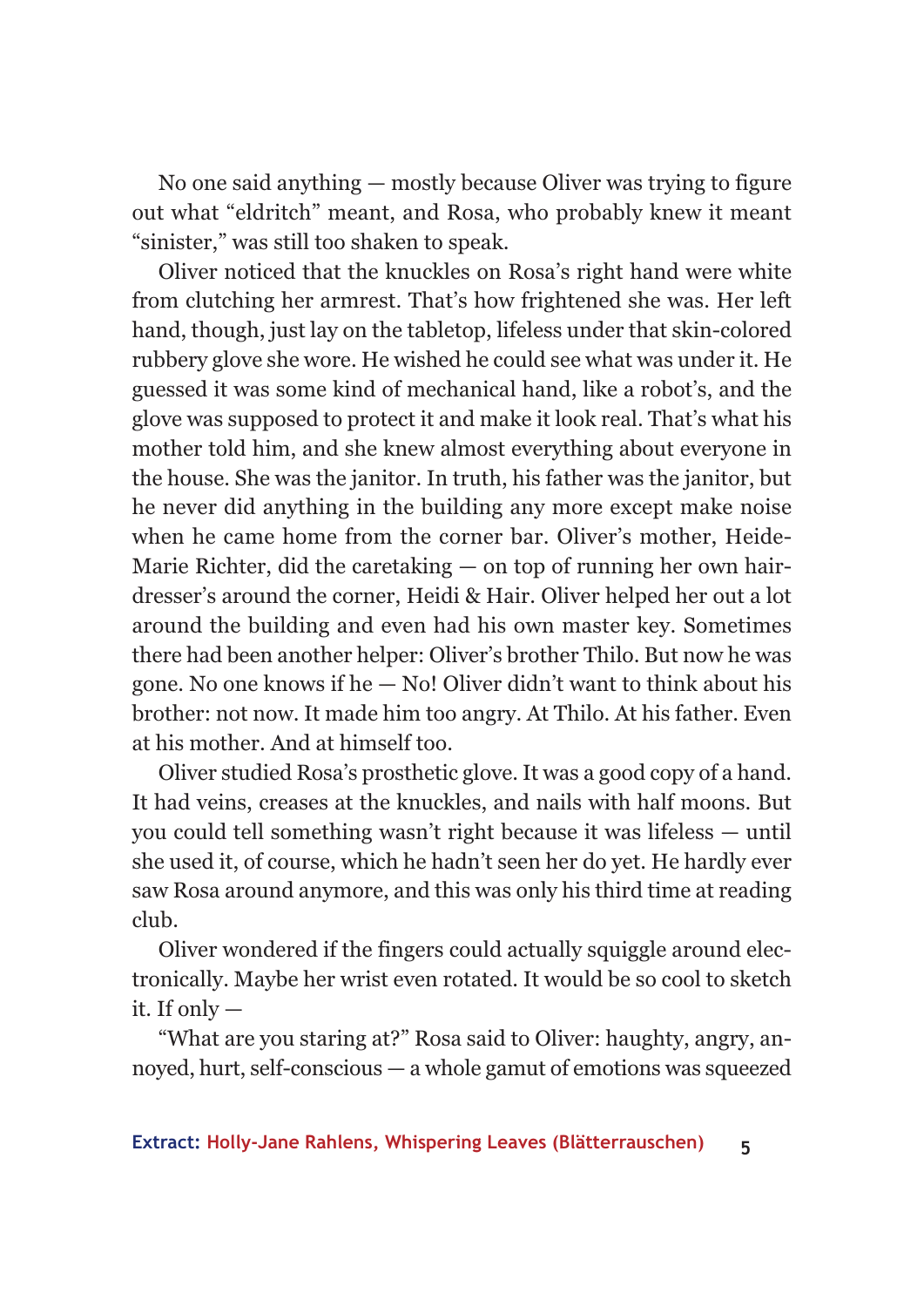No one said anything — mostly because Oliver was trying to figure out what “eldritch” meant, and Rosa, who probably knew it meant “sinister,” was still too shaken to speak.

Oliver noticed that the knuckles on Rosa’s right hand were white from clutching her armrest. That’s how frightened she was. Her left hand, though, just lay on the tabletop, lifeless under that skin-colored rubbery glove she wore. He wished he could see what was under it. He guessed it was some kind of mechanical hand, like a robot’s, and the glove was supposed to protect it and make it look real. That’s what his mother told him, and she knew almost everything about everyone in the house. She was the janitor. In truth, his father was the janitor, but he never did anything in the building any more except make noise when he came home from the corner bar. Oliver’s mother, Heide-Marie Richter, did the caretaking — on top of running her own hairdresser’s around the corner, Heidi & Hair. Oliver helped her out a lot around the building and even had his own master key. Sometimes there had been another helper: Oliver’s brother Thilo. But now he was gone. No one knows if he — No! Oliver didn’t want to think about his brother: not now. It made him too angry. At Thilo. At his father. Even at his mother. And at himself too.

Oliver studied Rosa’s prosthetic glove. It was a good copy of a hand. It had veins, creases at the knuckles, and nails with half moons. But you could tell something wasn’t right because it was lifeless — until she used it, of course, which he hadn’t seen her do yet. He hardly ever saw Rosa around anymore, and this was only his third time at reading club.

Oliver wondered if the fingers could actually squiggle around electronically. Maybe her wrist even rotated. It would be so cool to sketch it. If only —

“What are you staring at?” Rosa said to Oliver: haughty, angry, annoyed, hurt, self-conscious — a whole gamut of emotions was squeezed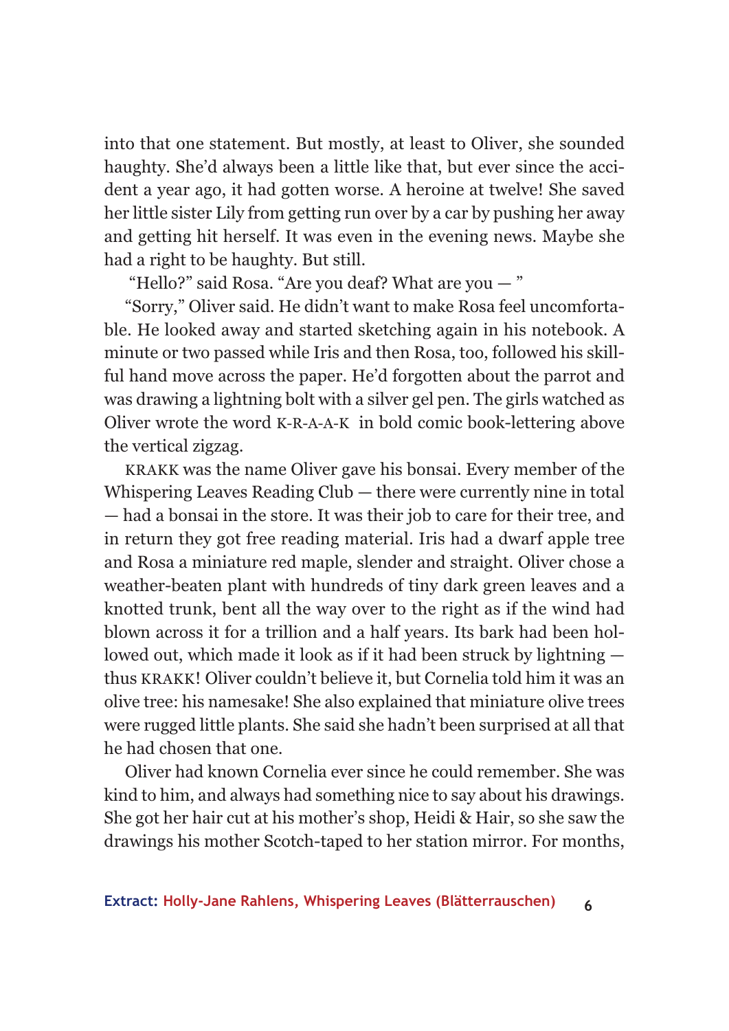into that one statement. But mostly, at least to Oliver, she sounded haughty. She'd always been a little like that, but ever since the accident a year ago, it had gotten worse. A heroine at twelve! She saved her little sister Lily from getting run over by a car by pushing her away and getting hit herself. It was even in the evening news. Maybe she had a right to be haughty. But still.

"Hello?" said Rosa. "Are you deaf? What are you — "

"Sorry," Oliver said. He didn't want to make Rosa feel uncomfortable. He looked away and started sketching again in his notebook. A minute or two passed while Iris and then Rosa, too, followed his skillful hand move across the paper. He'd forgotten about the parrot and was drawing a lightning bolt with a silver gel pen. The girls watched as Oliver wrote the word K-R-A-A-K in bold comic book-lettering above the vertical zigzag.

KRAKK was the name Oliver gave his bonsai. Every member of the Whispering Leaves Reading Club — there were currently nine in total — had a bonsai in the store. It was their job to care for their tree, and in return they got free reading material. Iris had a dwarf apple tree and Rosa a miniature red maple, slender and straight. Oliver chose a weather-beaten plant with hundreds of tiny dark green leaves and a knotted trunk, bent all the way over to the right as if the wind had blown across it for a trillion and a half years. Its bark had been hollowed out, which made it look as if it had been struck by lightning — thus KRAKK! Oliver couldn't believe it, but Cornelia told him it was an olive tree: his namesake! She also explained that miniature olive trees were rugged little plants. She said she hadn't been surprised at all that he had chosen that one.

Oliver had known Cornelia ever since he could remember. She was kind to him, and always had something nice to say about his drawings. She got her hair cut at his mother's shop, Heidi & Hair, so she saw the drawings his mother Scotch-taped to her station mirror. For months,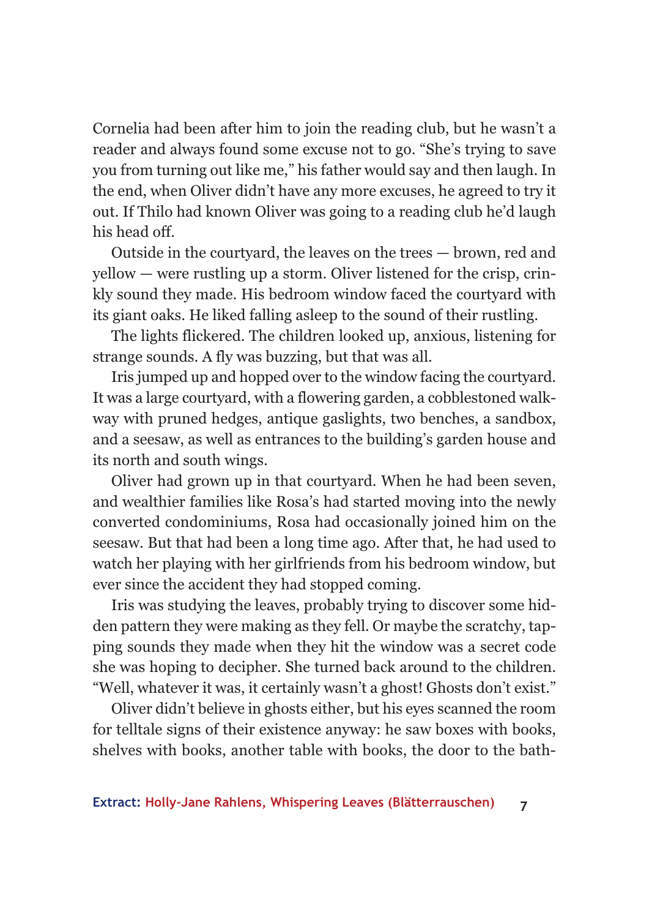Cornelia had been after him to join the reading club, but he wasn't a reader and always found some excuse not to go. "She's trying to save you from turning out like me," his father would say and then laugh. In the end, when Oliver didn't have any more excuses, he agreed to try it out. If Thilo had known Oliver was going to a reading club he'd laugh his head off.

Outside in the courtyard, the leaves on the trees — brown, red and yellow — were rustling up a storm. Oliver listened for the crisp, crinkly sound they made. His bedroom window faced the courtyard with its giant oaks. He liked falling asleep to the sound of their rustling.

The lights flickered. The children looked up, anxious, listening for strange sounds. A fly was buzzing, but that was all.

Iris jumped up and hopped over to the window facing the courtyard. It was a large courtyard, with a flowering garden, a cobblestoned walkway with pruned hedges, antique gaslights, two benches, a sandbox, and a seesaw, as well as entrances to the building's garden house and its north and south wings.

Oliver had grown up in that courtyard. When he had been seven, and wealthier families like Rosa's had started moving into the newly converted condominiums, Rosa had occasionally joined him on the seesaw. But that had been a long time ago. After that, he had used to watch her playing with her girlfriends from his bedroom window, but ever since the accident they had stopped coming.

Iris was studying the leaves, probably trying to discover some hidden pattern they were making as they fell. Or maybe the scratchy, tapping sounds they made when they hit the window was a secret code she was hoping to decipher. She turned back around to the children. "Well, whatever it was, it certainly wasn't a ghost! Ghosts don't exist."

Oliver didn't believe in ghosts either, but his eyes scanned the room for telltale signs of their existence anyway: he saw boxes with books, shelves with books, another table with books, the door to the bath-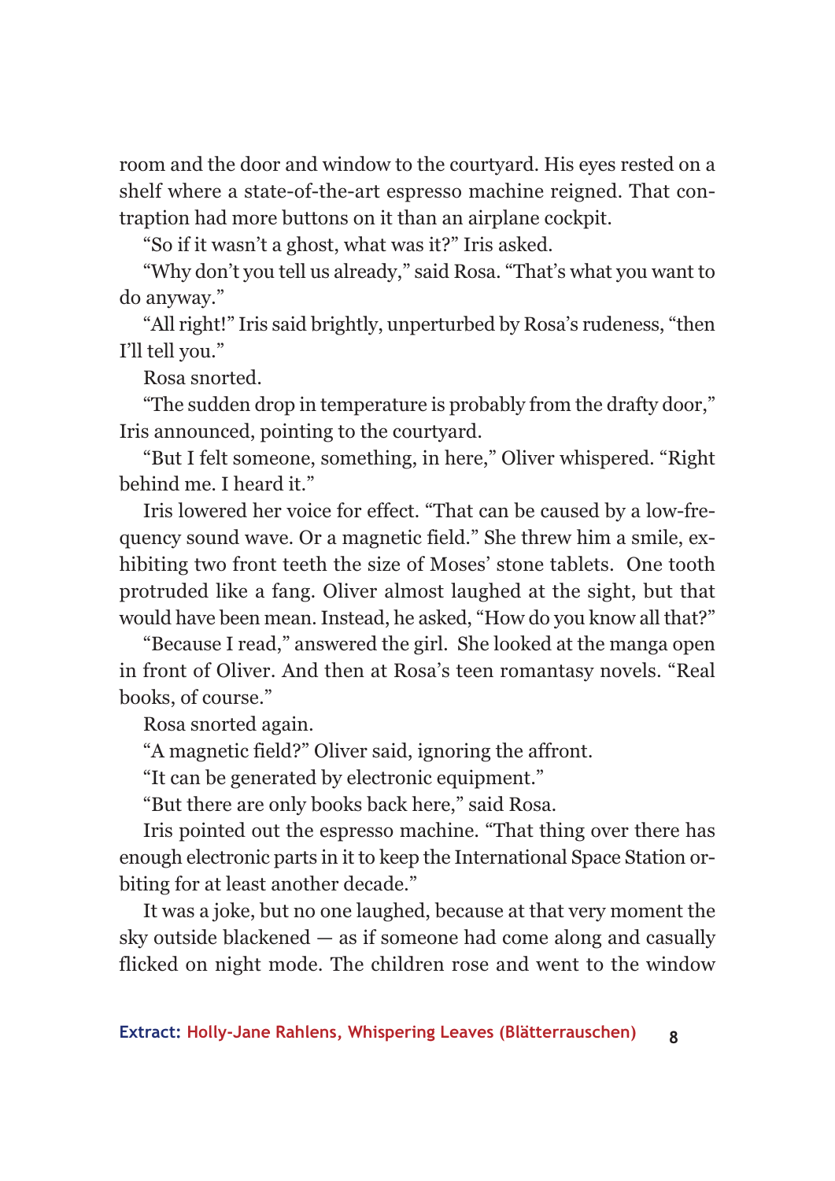room and the door and window to the courtyard. His eyes rested on a shelf where a state-of-the-art espresso machine reigned. That contraption had more buttons on it than an airplane cockpit.

"So if it wasn't a ghost, what was it?" Iris asked.

"Why don't you tell us already," said Rosa. "That's what you want to do anyway."

"All right!" Iris said brightly, unperturbed by Rosa's rudeness, "then I'll tell you."

Rosa snorted.

"The sudden drop in temperature is probably from the drafty door," Iris announced, pointing to the courtyard.

"But I felt someone, something, in here," Oliver whispered. "Right behind me. I heard it."

Iris lowered her voice for effect. "That can be caused by a low-frequency sound wave. Or a magnetic field." She threw him a smile, exhibiting two front teeth the size of Moses' stone tablets. One tooth protruded like a fang. Oliver almost laughed at the sight, but that would have been mean. Instead, he asked, "How do you know all that?"

"Because I read," answered the girl. She looked at the manga open in front of Oliver. And then at Rosa's teen romantasy novels. "Real books, of course."

Rosa snorted again.

"A magnetic field?" Oliver said, ignoring the affront.

"It can be generated by electronic equipment."

"But there are only books back here," said Rosa.

Iris pointed out the espresso machine. "That thing over there has enough electronic parts in it to keep the International Space Station orbiting for at least another decade."

It was a joke, but no one laughed, because at that very moment the sky outside blackened — as if someone had come along and casually flicked on night mode. The children rose and went to the window

**Extract:** Holly-Jane Rahlens, Whispering Leaves (Blätterrauschen)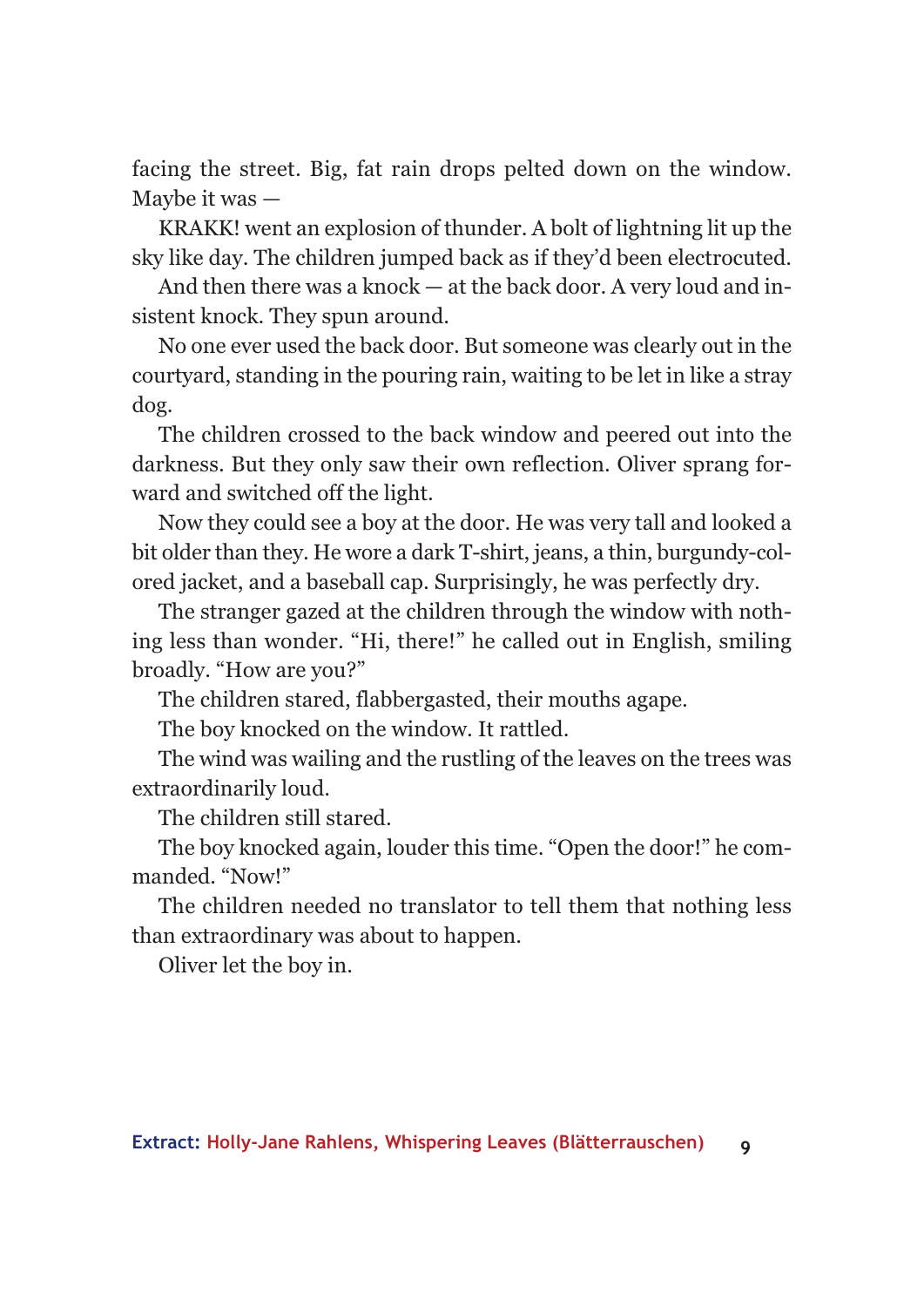facing the street. Big, fat rain drops pelted down on the window. Maybe it was —

KRAKK! went an explosion of thunder. A bolt of lightning lit up the sky like day. The children jumped back as if they'd been electrocuted.

And then there was a knock — at the back door. A very loud and insistent knock. They spun around.

No one ever used the back door. But someone was clearly out in the courtyard, standing in the pouring rain, waiting to be let in like a stray dog.

The children crossed to the back window and peered out into the darkness. But they only saw their own reflection. Oliver sprang forward and switched off the light.

Now they could see a boy at the door. He was very tall and looked a bit older than they. He wore a dark T-shirt, jeans, a thin, burgundy-colored jacket, and a baseball cap. Surprisingly, he was perfectly dry.

The stranger gazed at the children through the window with nothing less than wonder. "Hi, there!" he called out in English, smiling broadly. "How are you?"

The children stared, flabbergasted, their mouths agape.

The boy knocked on the window. It rattled.

The wind was wailing and the rustling of the leaves on the trees was extraordinarily loud.

The children still stared.

The boy knocked again, louder this time. "Open the door!" he commanded. "Now!"

The children needed no translator to tell them that nothing less than extraordinary was about to happen.

Oliver let the boy in.

**Extract: Holly-Jane Rahlens, Whispering Leaves (Blätterrauschen)**